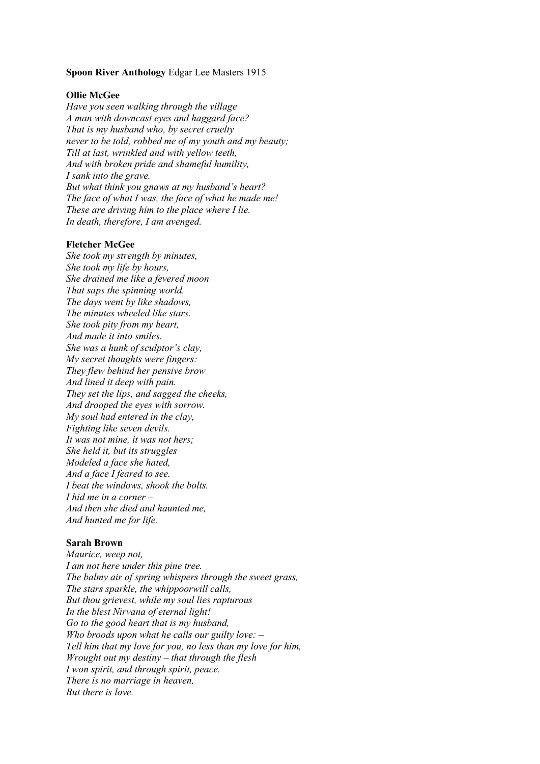**Spoon River Anthology** Edgar Lee Masters 1915

**Ollie McGee**

*Have you seen walking through the village*
*A man with downcast eyes and haggard face?*
*That is my husband who, by secret cruelty*
*never to be told, robbed me of my youth and my beauty;*
*Till at last, wrinkled and with yellow teeth,*
*And with broken pride and shameful humility,*
*I sank into the grave.*
*But what think you gnaws at my husband's heart?*
*The face of what I was, the face of what he made me!*
*These are driving him to the place where I lie.*
*In death, therefore, I am avenged.*

**Fletcher McGee**

*She took my strength by minutes,*
*She took my life by hours,*
*She drained me like a fevered moon*
*That saps the spinning world.*
*The days went by like shadows,*
*The minutes wheeled like stars.*
*She took pity from my heart,*
*And made it into smiles.*
*She was a hunk of sculptor's clay,*
*My secret thoughts were fingers:*
*They flew behind her pensive brow*
*And lined it deep with pain.*
*They set the lips, and sagged the cheeks,*
*And drooped the eyes with sorrow.*
*My soul had entered in the clay,*
*Fighting like seven devils.*
*It was not mine, it was not hers;*
*She held it, but its struggles*
*Modeled a face she hated,*
*And a face I feared to see.*
*I beat the windows, shook the bolts.*
*I hid me in a corner –*
*And then she died and haunted me,*
*And hunted me for life.*

**Sarah Brown**

*Maurice, weep not,*
*I am not here under this pine tree.*
*The balmy air of spring whispers through the sweet grass,*
*The stars sparkle, the whippoorwill calls,*
*But thou grievest, while my soul lies rapturous*
*In the blest Nirvana of eternal light!*
*Go to the good heart that is my husband,*
*Who broods upon what he calls our guilty love: –*
*Tell him that my love for you, no less than my love for him,*
*Wrought out my destiny – that through the flesh*
*I won spirit, and through spirit, peace.*
*There is no marriage in heaven,*
*But there is love.*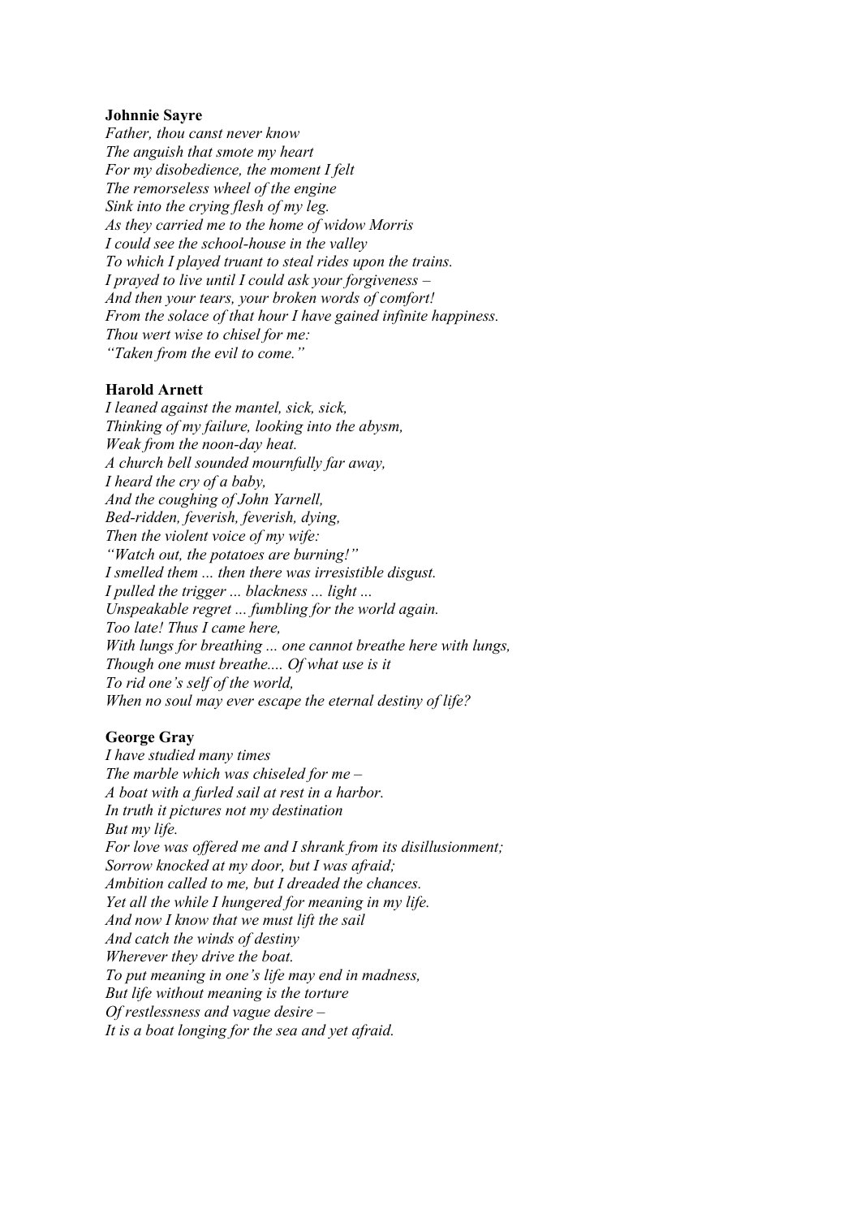**Johnnie Sayre**

*Father, thou canst never know*
*The anguish that smote my heart*
*For my disobedience, the moment I felt*
*The remorseless wheel of the engine*
*Sink into the crying flesh of my leg.*
*As they carried me to the home of widow Morris*
*I could see the school-house in the valley*
*To which I played truant to steal rides upon the trains.*
*I prayed to live until I could ask your forgiveness –*
*And then your tears, your broken words of comfort!*
*From the solace of that hour I have gained infinite happiness.*
*Thou wert wise to chisel for me:*
*"Taken from the evil to come."*

**Harold Arnett**

*I leaned against the mantel, sick, sick,*
*Thinking of my failure, looking into the abysm,*
*Weak from the noon-day heat.*
*A church bell sounded mournfully far away,*
*I heard the cry of a baby,*
*And the coughing of John Yarnell,*
*Bed-ridden, feverish, feverish, dying,*
*Then the violent voice of my wife:*
*"Watch out, the potatoes are burning!"*
*I smelled them ... then there was irresistible disgust.*
*I pulled the trigger ... blackness ... light ...*
*Unspeakable regret ... fumbling for the world again.*
*Too late! Thus I came here,*
*With lungs for breathing ... one cannot breathe here with lungs,*
*Though one must breathe.... Of what use is it*
*To rid one's self of the world,*
*When no soul may ever escape the eternal destiny of life?*

**George Gray**

*I have studied many times*
*The marble which was chiseled for me –*
*A boat with a furled sail at rest in a harbor.*
*In truth it pictures not my destination*
*But my life.*
*For love was offered me and I shrank from its disillusionment;*
*Sorrow knocked at my door, but I was afraid;*
*Ambition called to me, but I dreaded the chances.*
*Yet all the while I hungered for meaning in my life.*
*And now I know that we must lift the sail*
*And catch the winds of destiny*
*Wherever they drive the boat.*
*To put meaning in one's life may end in madness,*
*But life without meaning is the torture*
*Of restlessness and vague desire –*
*It is a boat longing for the sea and yet afraid.*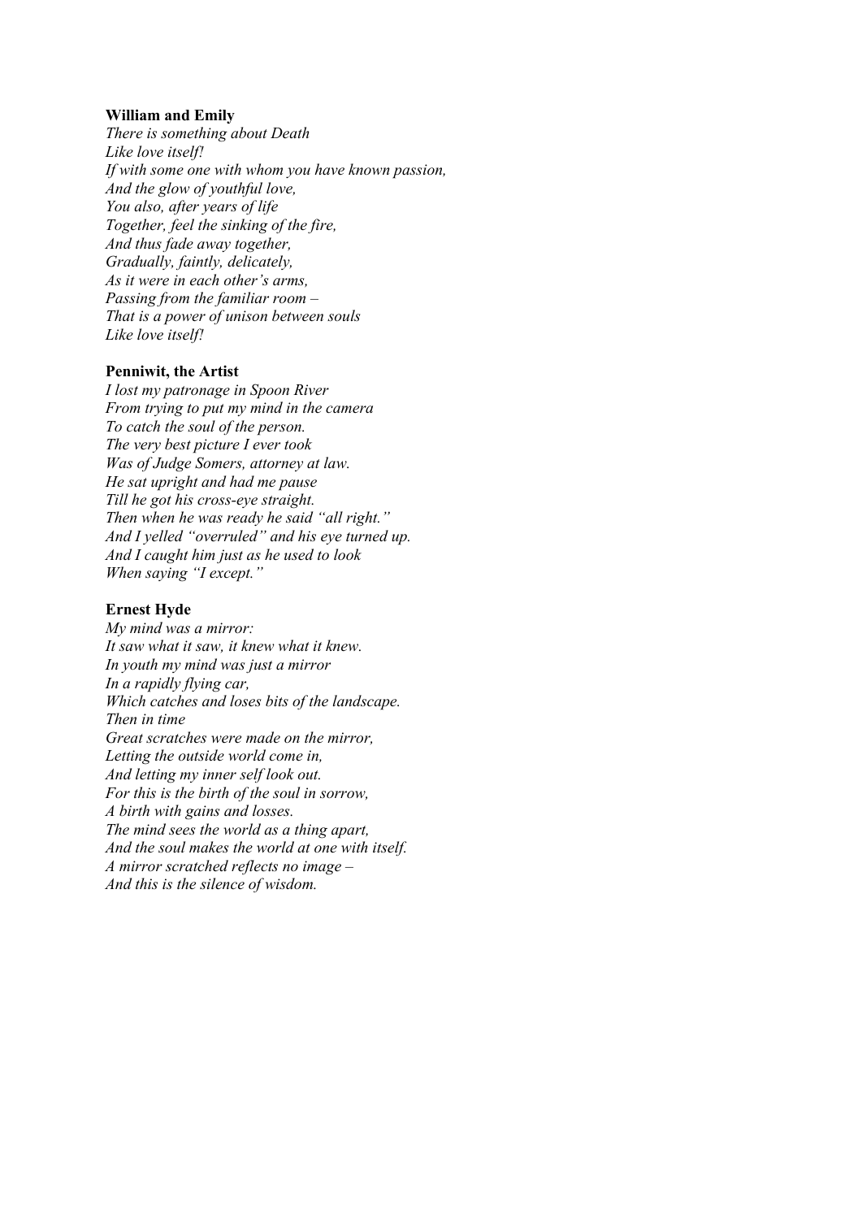**William and Emily**

*There is something about Death*
*Like love itself!*
*If with some one with whom you have known passion,*
*And the glow of youthful love,*
*You also, after years of life*
*Together, feel the sinking of the fire,*
*And thus fade away together,*
*Gradually, faintly, delicately,*
*As it were in each other's arms,*
*Passing from the familiar room –*
*That is a power of unison between souls*
*Like love itself!*

**Penniwit, the Artist**

*I lost my patronage in Spoon River*
*From trying to put my mind in the camera*
*To catch the soul of the person.*
*The very best picture I ever took*
*Was of Judge Somers, attorney at law.*
*He sat upright and had me pause*
*Till he got his cross-eye straight.*
*Then when he was ready he said "all right."*
*And I yelled "overruled" and his eye turned up.*
*And I caught him just as he used to look*
*When saying "I except."*

**Ernest Hyde**

*My mind was a mirror:*
*It saw what it saw, it knew what it knew.*
*In youth my mind was just a mirror*
*In a rapidly flying car,*
*Which catches and loses bits of the landscape.*
*Then in time*
*Great scratches were made on the mirror,*
*Letting the outside world come in,*
*And letting my inner self look out.*
*For this is the birth of the soul in sorrow,*
*A birth with gains and losses.*
*The mind sees the world as a thing apart,*
*And the soul makes the world at one with itself.*
*A mirror scratched reflects no image –*
*And this is the silence of wisdom.*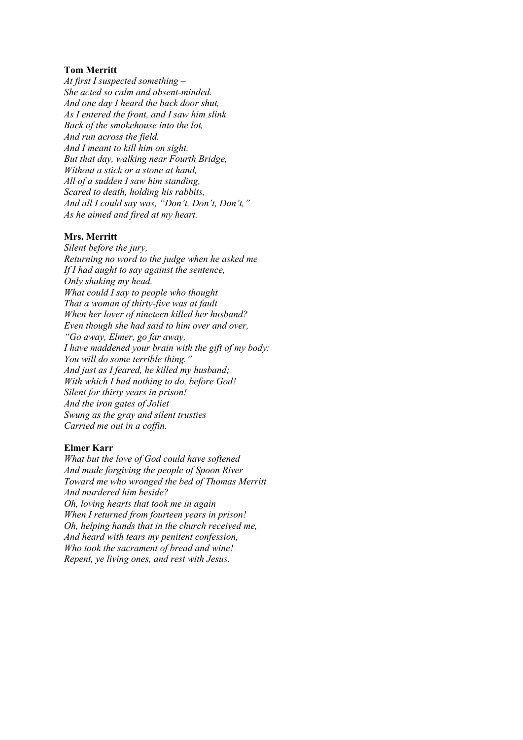**Tom Merritt**

*At first I suspected something –*
*She acted so calm and absent-minded.*
*And one day I heard the back door shut,*
*As I entered the front, and I saw him slink*
*Back of the smokehouse into the lot,*
*And run across the field.*
*And I meant to kill him on sight.*
*But that day, walking near Fourth Bridge,*
*Without a stick or a stone at hand,*
*All of a sudden I saw him standing,*
*Scared to death, holding his rabbits,*
*And all I could say was, "Don't, Don't, Don't,"*
*As he aimed and fired at my heart.*

**Mrs. Merritt**

*Silent before the jury,*
*Returning no word to the judge when he asked me*
*If I had aught to say against the sentence,*
*Only shaking my head.*
*What could I say to people who thought*
*That a woman of thirty-five was at fault*
*When her lover of nineteen killed her husband?*
*Even though she had said to him over and over,*
*"Go away, Elmer, go far away,*
*I have maddened your brain with the gift of my body:*
*You will do some terrible thing."*
*And just as I feared, he killed my husband;*
*With which I had nothing to do, before God!*
*Silent for thirty years in prison!*
*And the iron gates of Joliet*
*Swung as the gray and silent trusties*
*Carried me out in a coffin.*

**Elmer Karr**

*What but the love of God could have softened*
*And made forgiving the people of Spoon River*
*Toward me who wronged the bed of Thomas Merritt*
*And murdered him beside?*
*Oh, loving hearts that took me in again*
*When I returned from fourteen years in prison!*
*Oh, helping hands that in the church received me,*
*And heard with tears my penitent confession,*
*Who took the sacrament of bread and wine!*
*Repent, ye living ones, and rest with Jesus.*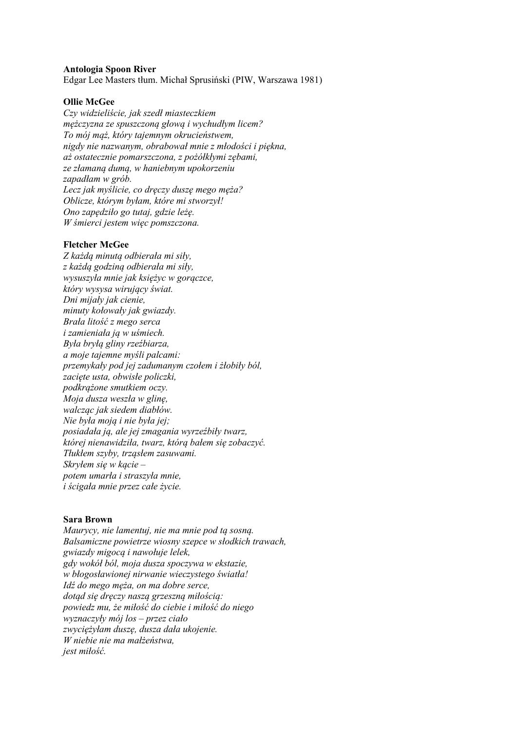**Antologia Spoon River**
Edgar Lee Masters tłum. Michał Sprusiński (PIW, Warszawa 1981)

**Ollie McGee**

*Czy widzieliście, jak szedł miasteczkiem*
*mężczyzna ze spuszczoną głową i wychudłym licem?*
*To mój mąż, który tajemnym okrucieństwem,*
*nigdy nie nazwanym, obrabował mnie z młodości i piękna,*
*aż ostatecznie pomarszczona, z pożółkłymi zębami,*
*ze złamaną dumą, w haniebnym upokorzeniu*
*zapadłam w grób.*
*Lecz jak myślicie, co dręczy duszę mego męża?*
*Oblicze, którym byłam, które mi stworzył!*
*Ono zapędziło go tutaj, gdzie leżę.*
*W śmierci jestem więc pomszczona.*

**Fletcher McGee**

*Z każdą minutą odbierała mi siły,*
*z każdą godziną odbierała mi siły,*
*wysuszyła mnie jak księżyc w gorączce,*
*który wysysa wirujący świat.*
*Dni mijały jak cienie,*
*minuty kołowały jak gwiazdy.*
*Brała litość z mego serca*
*i zamieniała ją w uśmiech.*
*Była bryłą gliny rzeźbiarza,*
*a moje tajemne myśli palcami:*
*przemykały pod jej zadumanym czołem i żłobiły ból,*
*zacięte usta, obwisłe policzki,*
*podkrążone smutkiem oczy.*
*Moja dusza weszła w glinę,*
*walcząc jak siedem diabłów.*
*Nie była moją i nie była jej;*
*posiadała ją, ale jej zmagania wyrzeźbiły twarz,*
*której nienawidziła, twarz, którą bałem się zobaczyć.*
*Tłukłem szyby, trząsłem zasuwami.*
*Skryłem się w kącie –*
*potem umarła i straszyła mnie,*
*i ścigała mnie przez całe życie.*

**Sara Brown**

*Maurycy, nie lamentuj, nie ma mnie pod tą sosną.*
*Balsamiczne powietrze wiosny szepce w słodkich trawach,*
*gwiazdy migocą i nawołuje lelek,*
*gdy wokół ból, moja dusza spoczywa w ekstazie,*
*w błogosławionej nirwanie wieczystego światła!*
*Idź do mego męża, on ma dobre serce,*
*dotąd się dręczy naszą grzeszną miłością:*
*powiedz mu, że miłość do ciebie i miłość do niego*
*wyznaczyły mój los – przez ciało*
*zwyciężyłam duszę, dusza dała ukojenie.*
*W niebie nie ma małżeństwa,*
*jest miłość.*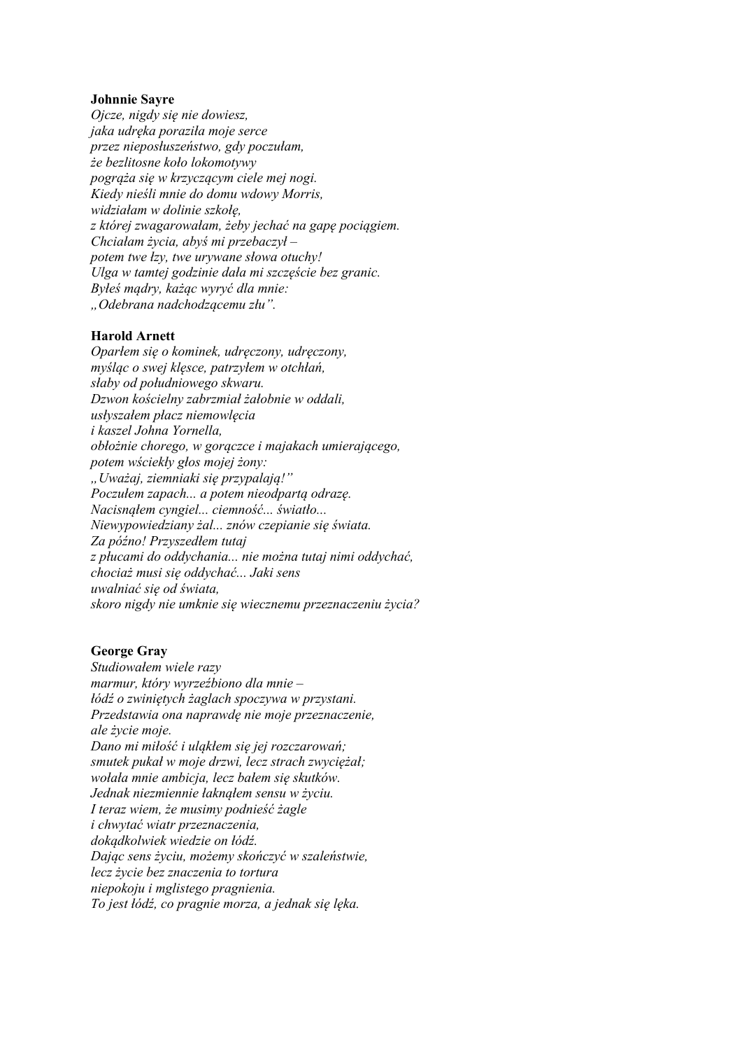**Johnnie Sayre**

*Ojcze, nigdy się nie dowiesz,*
*jaka udręka poraziła moje serce*
*przez nieposłuszeństwo, gdy poczułam,*
*że bezlitosne koło lokomotywy*
*pogrąża się w krzyczącym ciele mej nogi.*
*Kiedy nieśli mnie do domu wdowy Morris,*
*widziałam w dolinie szkołę,*
*z której zwagarowałam, żeby jechać na gapę pociągiem.*
*Chciałam życia, abyś mi przebaczył –*
*potem twe łzy, twe urywane słowa otuchy!*
*Ulga w tamtej godzinie dała mi szczęście bez granic.*
*Byłeś mądry, każąc wyryć dla mnie:*
*„Odebrana nadchodzącemu złu".*

**Harold Arnett**

*Oparłem się o kominek, udręczony, udręczony,*
*myśląc o swej klęsce, patrzyłem w otchłań,*
*słaby od południowego skwaru.*
*Dzwon kościelny zabrzmiał żałobnie w oddali,*
*usłyszałem płacz niemowlęcia*
*i kaszel Johna Yornella,*
*obłożnie chorego, w gorączce i majakach umierającego,*
*potem wściekły głos mojej żony:*
*„Uważaj, ziemniaki się przypalają!"*
*Poczułem zapach... a potem nieodpartą odrazę.*
*Nacisnąłem cyngiel... ciemność... światło...*
*Niewypowiedziany żal... znów czepianie się świata.*
*Za późno! Przyszedłem tutaj*
*z płucami do oddychania... nie można tutaj nimi oddychać,*
*chociaż musi się oddychać... Jaki sens*
*uwalniać się od świata,*
*skoro nigdy nie umknie się wiecznemu przeznaczeniu życia?*

**George Gray**

*Studiowałem wiele razy*
*marmur, który wyrzeźbiono dla mnie –*
*łódź o zwiniętych żaglach spoczywa w przystani.*
*Przedstawia ona naprawdę nie moje przeznaczenie,*
*ale życie moje.*
*Dano mi miłość i uląkłem się jej rozczarowań;*
*smutek pukał w moje drzwi, lecz strach zwyciężał;*
*wołała mnie ambicja, lecz bałem się skutków.*
*Jednak niezmiennie łaknąłem sensu w życiu.*
*I teraz wiem, że musimy podnieść żagle*
*i chwytać wiatr przeznaczenia,*
*dokądkolwiek wiedzie on łódź.*
*Dając sens życiu, możemy skończyć w szaleństwie,*
*lecz życie bez znaczenia to tortura*
*niepokoju i mglistego pragnienia.*
*To jest łódź, co pragnie morza, a jednak się lęka.*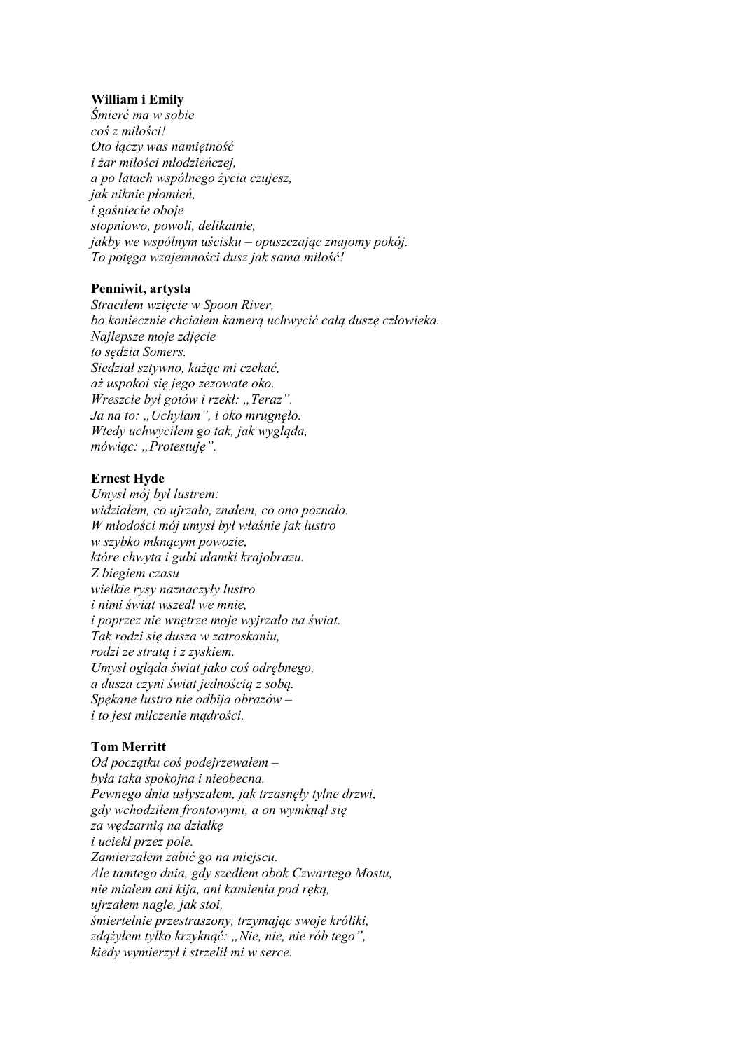**William i Emily**

*Śmierć ma w sobie*
*coś z miłości!*
*Oto łączy was namiętność*
*i żar miłości młodzieńczej,*
*a po latach wspólnego życia czujesz,*
*jak niknie płomień,*
*i gaśniecie oboje*
*stopniowo, powoli, delikatnie,*
*jakby we wspólnym uścisku – opuszczając znajomy pokój.*
*To potęga wzajemności dusz jak sama miłość!*

**Penniwit, artysta**

*Straciłem wzięcie w Spoon River,*
*bo koniecznie chciałem kamerą uchwycić całą duszę człowieka.*
*Najlepsze moje zdjęcie*
*to sędzia Somers.*
*Siedział sztywno, każąc mi czekać,*
*aż uspokoi się jego zezowate oko.*
*Wreszcie był gotów i rzekł: „Teraz".*
*Ja na to: „Uchylam", i oko mrugnęło.*
*Wtedy uchwyciłem go tak, jak wygląda,*
*mówiąc: „Protestuję".*

**Ernest Hyde**

*Umysł mój był lustrem:*
*widziałem, co ujrzało, znałem, co ono poznało.*
*W młodości mój umysł był właśnie jak lustro*
*w szybko mknącym powozie,*
*które chwyta i gubi ułamki krajobrazu.*
*Z biegiem czasu*
*wielkie rysy naznaczyły lustro*
*i nimi świat wszedł we mnie,*
*i poprzez nie wnętrze moje wyjrzało na świat.*
*Tak rodzi się dusza w zatroskaniu,*
*rodzi ze stratą i z zyskiem.*
*Umysł ogląda świat jako coś odrębnego,*
*a dusza czyni świat jednością z sobą.*
*Spękane lustro nie odbija obrazów –*
*i to jest milczenie mądrości.*

**Tom Merritt**

*Od początku coś podejrzewałem –*
*była taka spokojna i nieobecna.*
*Pewnego dnia usłyszałem, jak trzasnęły tylne drzwi,*
*gdy wchodziłem frontowymi, a on wymknął się*
*za wędzarnią na działkę*
*i uciekł przez pole.*
*Zamierzałem zabić go na miejscu.*
*Ale tamtego dnia, gdy szedłem obok Czwartego Mostu,*
*nie miałem ani kija, ani kamienia pod ręką,*
*ujrzałem nagle, jak stoi,*
*śmiertelnie przestraszony, trzymając swoje króliki,*
*zdążyłem tylko krzyknąć: „Nie, nie, nie rób tego",*
*kiedy wymierzył i strzelił mi w serce.*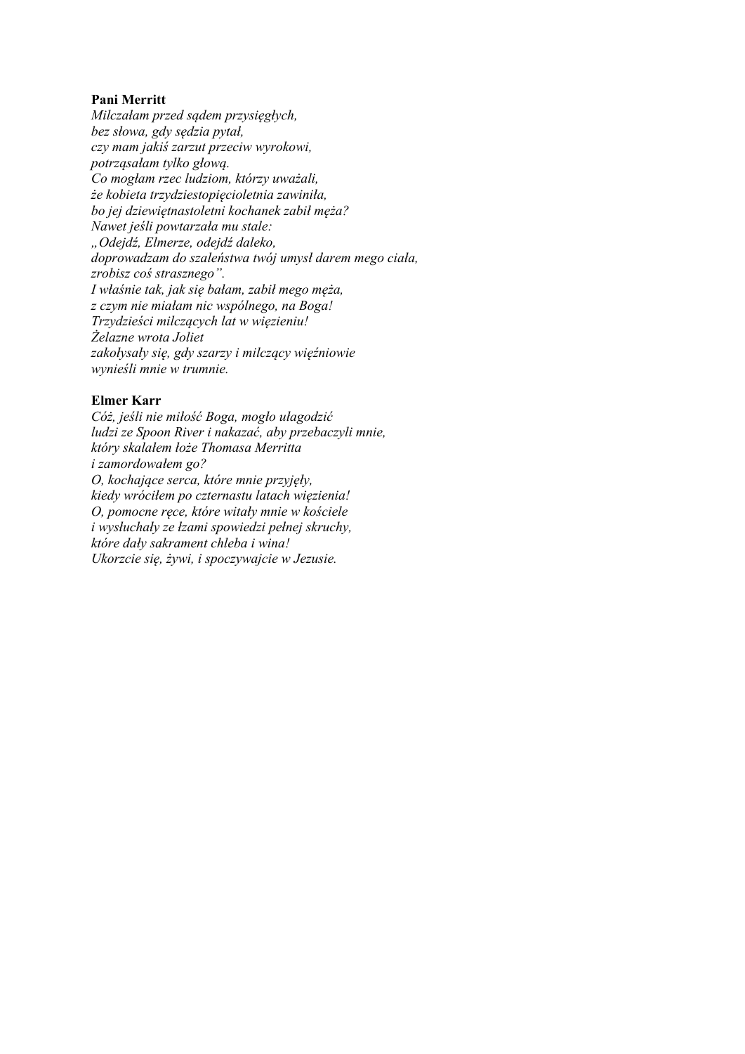**Pani Merritt**

*Milczałam przed sądem przysięgłych,*
*bez słowa, gdy sędzia pytał,*
*czy mam jakiś zarzut przeciw wyrokowi,*
*potrząsałam tylko głową.*
*Co mogłam rzec ludziom, którzy uważali,*
*że kobieta trzydziestopięcioletnia zawiniła,*
*bo jej dziewiętnastoletni kochanek zabił męża?*
*Nawet jeśli powtarzała mu stale:*
*„Odejdź, Elmerze, odejdź daleko,*
*doprowadzam do szaleństwa twój umysł darem mego ciała,*
*zrobisz coś strasznego”.*
*I właśnie tak, jak się bałam, zabił mego męża,*
*z czym nie miałam nic wspólnego, na Boga!*
*Trzydzieści milczących lat w więzieniu!*
*Żelazne wrota Joliet*
*zakołysały się, gdy szarzy i milczący więźniowie*
*wynieśli mnie w trumnie.*

**Elmer Karr**

*Cóż, jeśli nie miłość Boga, mogło ułagodzić*
*ludzi ze Spoon River i nakazać, aby przebaczyli mnie,*
*który skalałem łoże Thomasa Merritta*
*i zamordowałem go?*
*O, kochające serca, które mnie przyjęły,*
*kiedy wróciłem po czternastu latach więzienia!*
*O, pomocne ręce, które witały mnie w kościele*
*i wysłuchały ze łzami spowiedzi pełnej skruchy,*
*które dały sakrament chleba i wina!*
*Ukorzcie się, żywi, i spoczywajcie w Jezusie.*